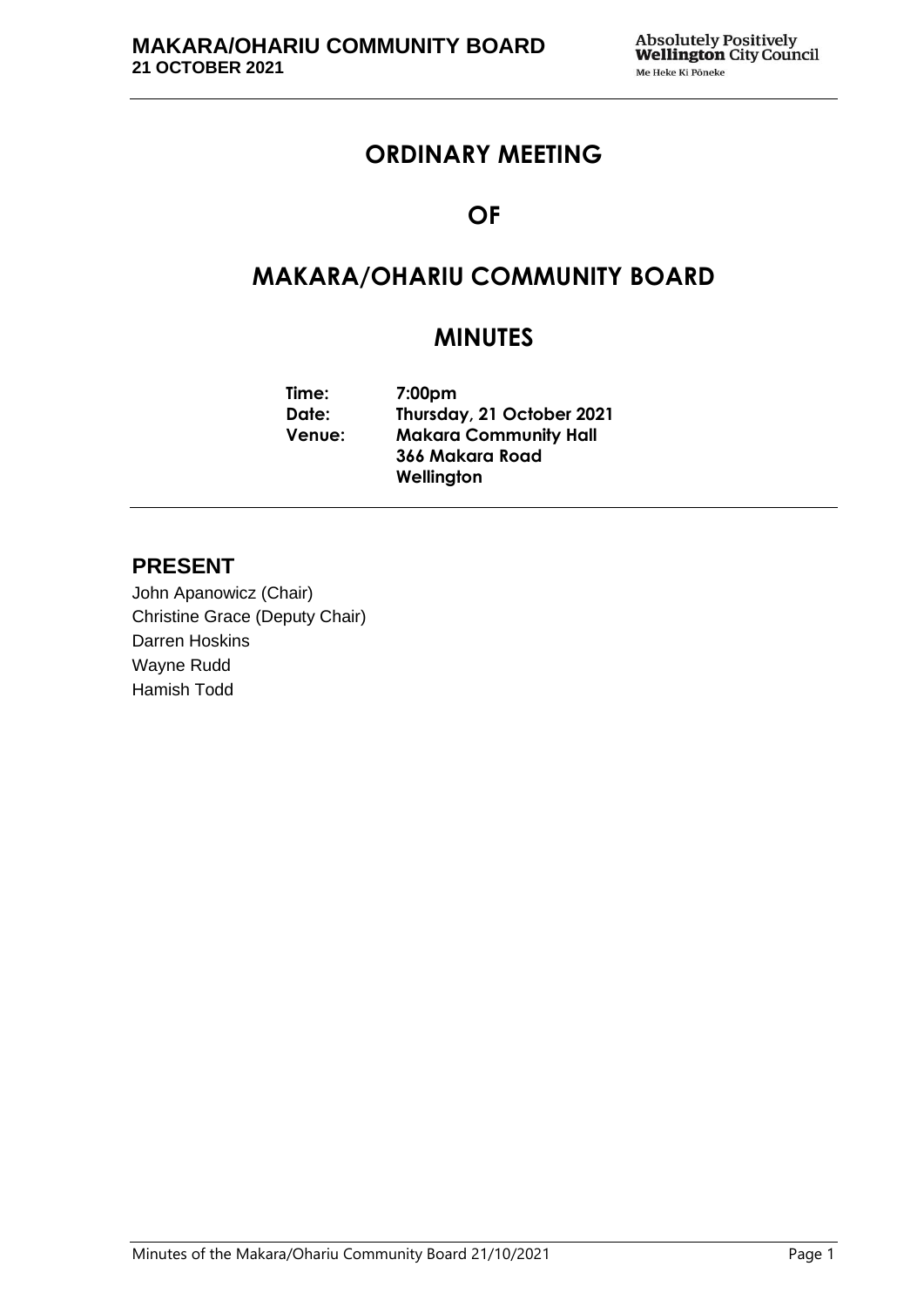# ORDINARY MEETING

# OF

# MAKARA/OHARIU COMMUNITY BOARD

# MINUTES

**Time:** 7:00pm
**Date:** Thursday, 21 October 2021
**Venue:** Makara Community Hall
366 Makara Road
Wellington

## PRESENT

John Apanowicz (Chair)
Christine Grace (Deputy Chair)
Darren Hoskins
Wayne Rudd
Hamish Todd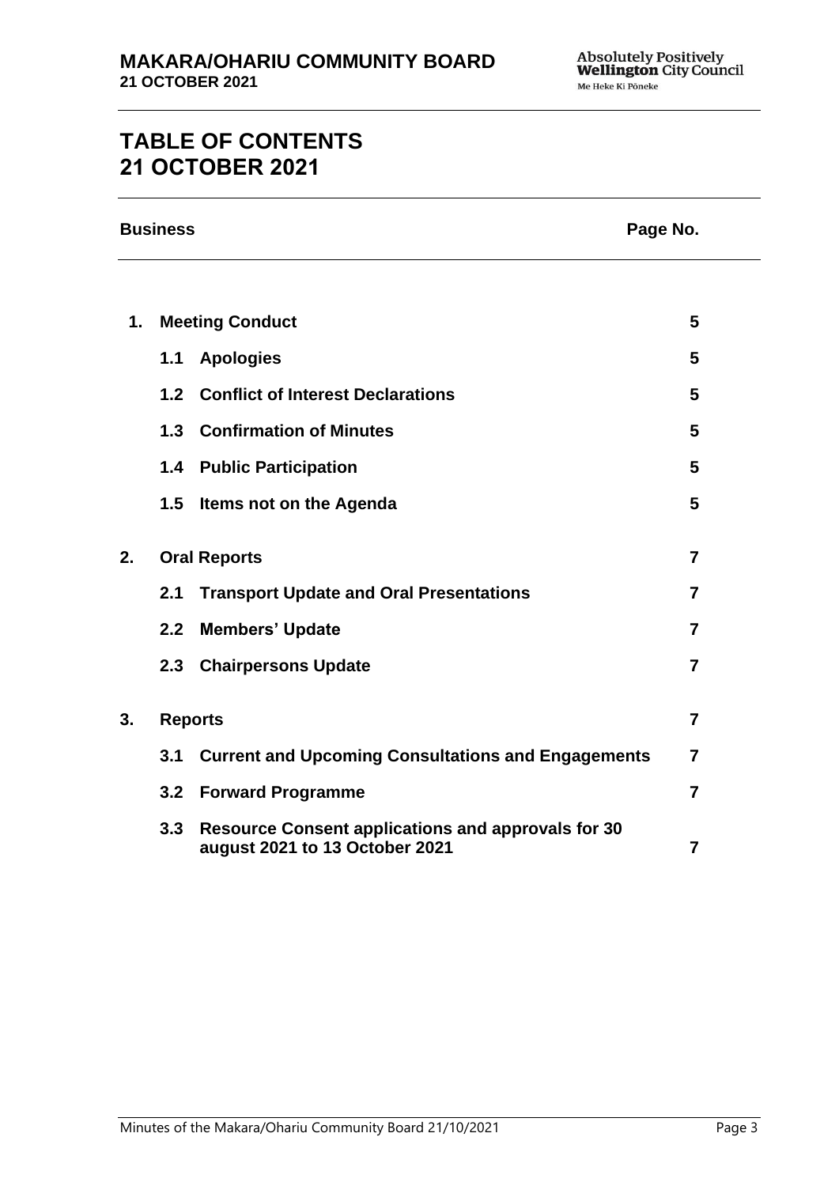# TABLE OF CONTENTS 21 OCTOBER 2021

| Business | | Page No. |
|---|---|---|
| **1.** | **Meeting Conduct** | **5** |
| **1.1** | **Apologies** | **5** |
| **1.2** | **Conflict of Interest Declarations** | **5** |
| **1.3** | **Confirmation of Minutes** | **5** |
| **1.4** | **Public Participation** | **5** |
| **1.5** | **Items not on the Agenda** | **5** |
| **2.** | **Oral Reports** | **7** |
| **2.1** | **Transport Update and Oral Presentations** | **7** |
| **2.2** | **Members' Update** | **7** |
| **2.3** | **Chairpersons Update** | **7** |
| **3.** | **Reports** | **7** |
| **3.1** | **Current and Upcoming Consultations and Engagements** | **7** |
| **3.2** | **Forward Programme** | **7** |
| **3.3** | **Resource Consent applications and approvals for 30 august 2021 to 13 October 2021** | **7** |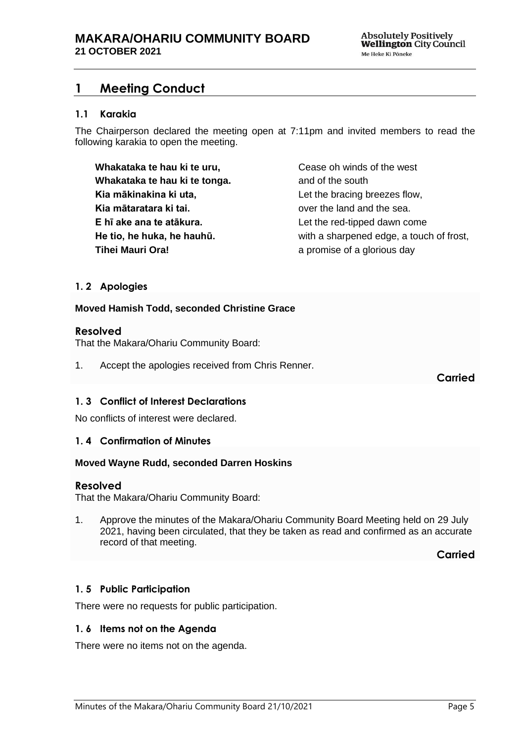# 1 Meeting Conduct

### 1.1 Karakia

The Chairperson declared the meeting open at 7:11pm and invited members to read the following karakia to open the meeting.

| | |
|---|---|
| **Whakataka te hau ki te uru,** | Cease oh winds of the west |
| **Whakataka te hau ki te tonga.** | and of the south |
| **Kia mākinakina ki uta,** | Let the bracing breezes flow, |
| **Kia mātaratara ki tai.** | over the land and the sea. |
| **E hī ake ana te atākura.** | Let the red-tipped dawn come |
| **He tio, he huka, he hauhū.** | with a sharpened edge, a touch of frost, |
| **Tihei Mauri Ora!** | a promise of a glorious day |

### 1. 2 Apologies

**Moved Hamish Todd, seconded Christine Grace**

**Resolved**

That the Makara/Ohariu Community Board:

1. Accept the apologies received from Chris Renner.

**Carried**

### 1. 3 Conflict of Interest Declarations

No conflicts of interest were declared.

### 1. 4 Confirmation of Minutes

**Moved Wayne Rudd, seconded Darren Hoskins**

**Resolved**

That the Makara/Ohariu Community Board:

1. Approve the minutes of the Makara/Ohariu Community Board Meeting held on 29 July 2021, having been circulated, that they be taken as read and confirmed as an accurate record of that meeting.

**Carried**

### 1. 5 Public Participation

There were no requests for public participation.

### 1. 6 Items not on the Agenda

There were no items not on the agenda.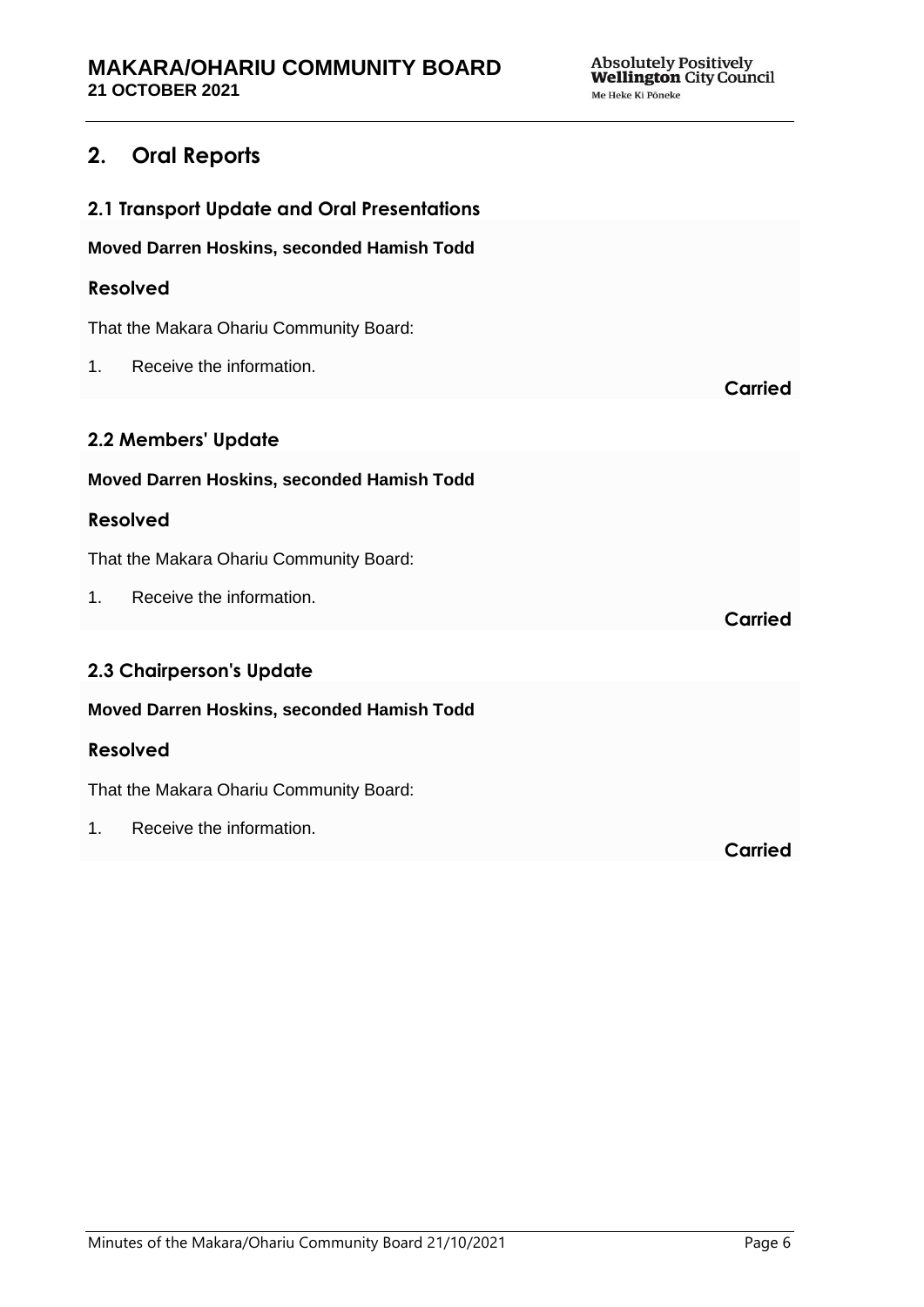## 2. Oral Reports

### 2.1 Transport Update and Oral Presentations

**Moved Darren Hoskins, seconded Hamish Todd**

**Resolved**

That the Makara Ohariu Community Board:

1. Receive the information.

**Carried**

### 2.2 Members' Update

**Moved Darren Hoskins, seconded Hamish Todd**

**Resolved**

That the Makara Ohariu Community Board:

1. Receive the information.

**Carried**

### 2.3 Chairperson's Update

**Moved Darren Hoskins, seconded Hamish Todd**

**Resolved**

That the Makara Ohariu Community Board:

1. Receive the information.

**Carried**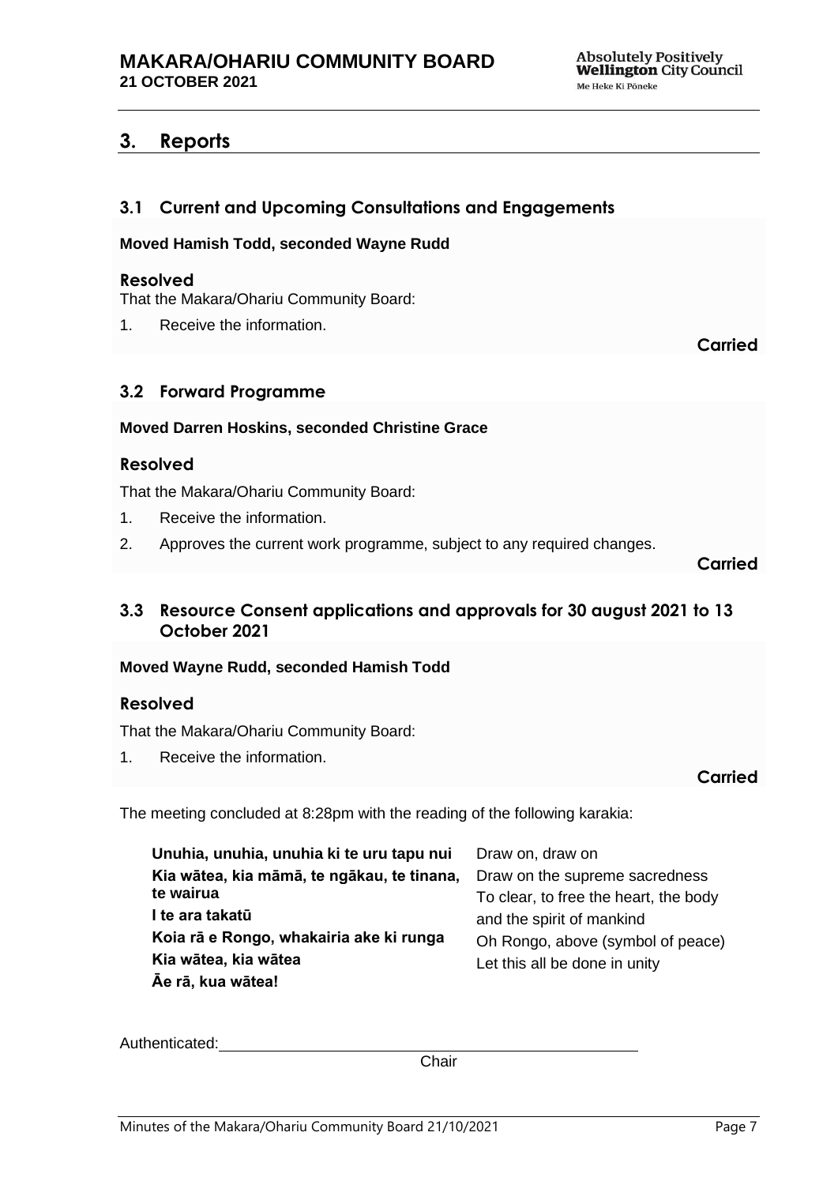## 3. Reports

### 3.1 Current and Upcoming Consultations and Engagements

**Moved Hamish Todd, seconded Wayne Rudd**

**Resolved**

That the Makara/Ohariu Community Board:

1. Receive the information.

**Carried**

### 3.2 Forward Programme

**Moved Darren Hoskins, seconded Christine Grace**

**Resolved**

That the Makara/Ohariu Community Board:

1. Receive the information.
2. Approves the current work programme, subject to any required changes.

**Carried**

### 3.3 Resource Consent applications and approvals for 30 august 2021 to 13 October 2021

**Moved Wayne Rudd, seconded Hamish Todd**

**Resolved**

That the Makara/Ohariu Community Board:

1. Receive the information.

**Carried**

The meeting concluded at 8:28pm with the reading of the following karakia:

| | |
|---|---|
| **Unuhia, unuhia, unuhia ki te uru tapu nui** | Draw on, draw on |
| **Kia wātea, kia māmā, te ngākau, te tinana, te wairua** | Draw on the supreme sacredness |
| **I te ara takatū** | To clear, to free the heart, the body |
| **Koia rā e Rongo, whakairia ake ki runga** | and the spirit of mankind |
| **Kia wātea, kia wātea** | Oh Rongo, above (symbol of peace) |
| **Āe rā, kua wātea!** | Let this all be done in unity |

Authenticated: ____________________________________

Chair